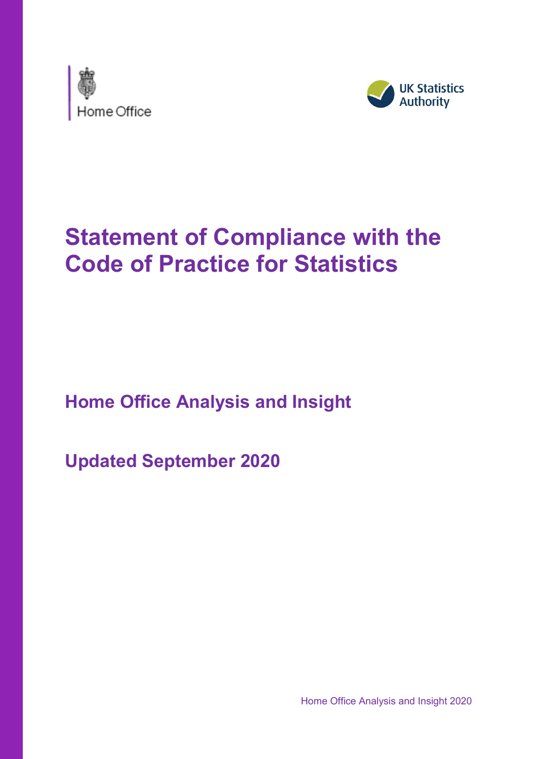Home Office

UK Statistics Authority

# Statement of Compliance with the Code of Practice for Statistics

## Home Office Analysis and Insight

## Updated September 2020

Home Office Analysis and Insight 2020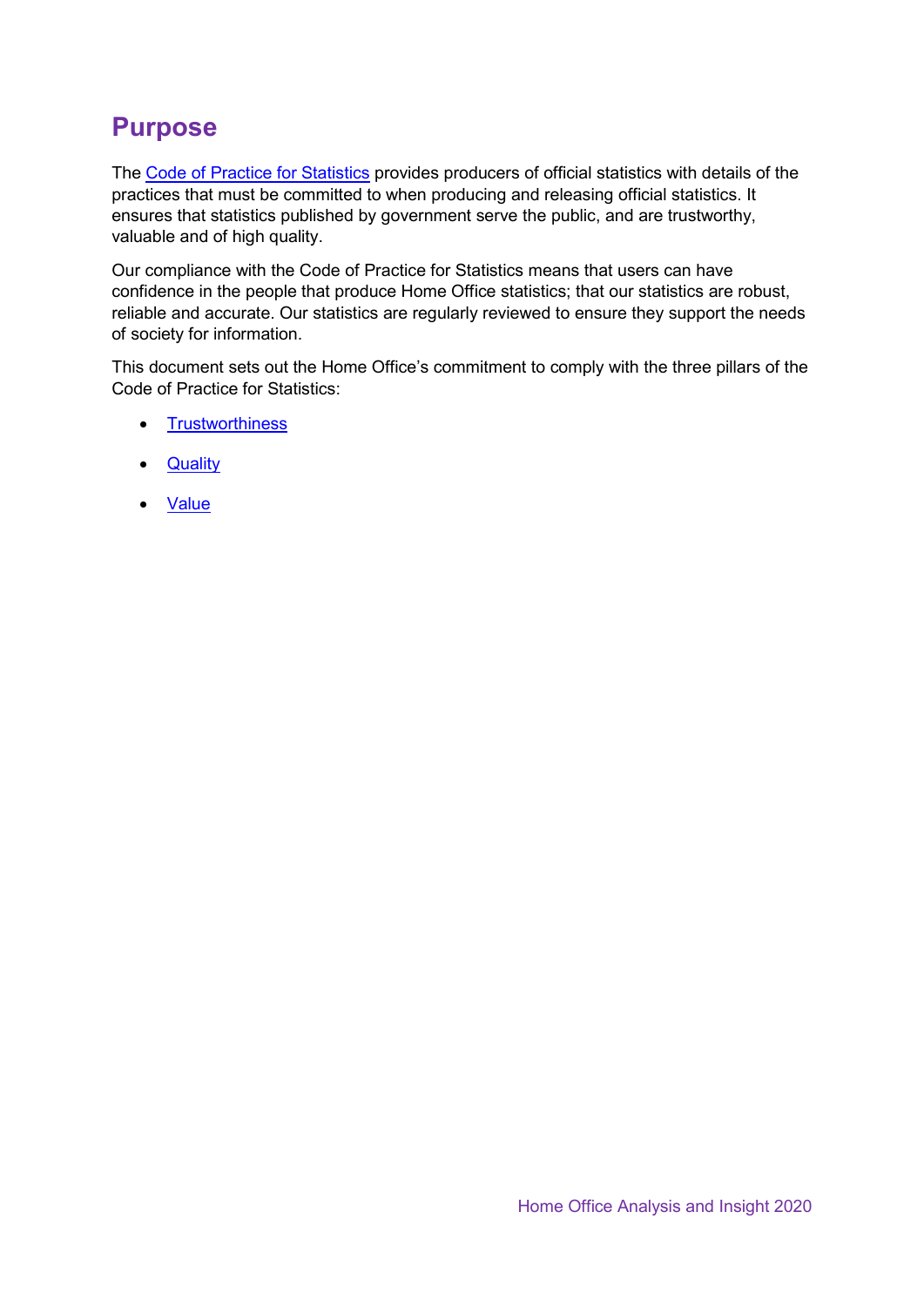# Purpose

The Code of Practice for Statistics provides producers of official statistics with details of the practices that must be committed to when producing and releasing official statistics. It ensures that statistics published by government serve the public, and are trustworthy, valuable and of high quality.

Our compliance with the Code of Practice for Statistics means that users can have confidence in the people that produce Home Office statistics; that our statistics are robust, reliable and accurate. Our statistics are regularly reviewed to ensure they support the needs of society for information.

This document sets out the Home Office's commitment to comply with the three pillars of the Code of Practice for Statistics:

- Trustworthiness
- Quality
- Value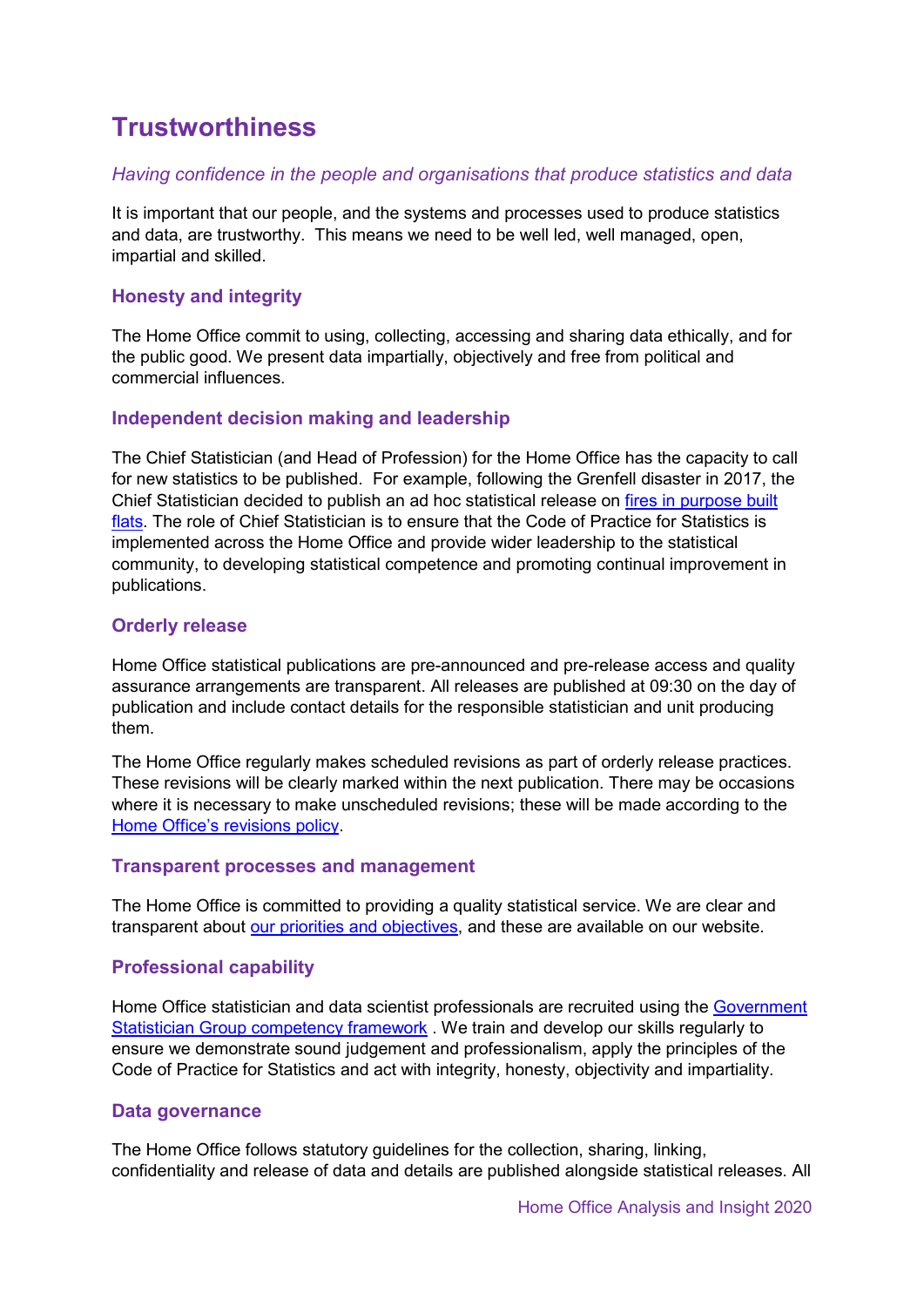# Trustworthiness

*Having confidence in the people and organisations that produce statistics and data*

It is important that our people, and the systems and processes used to produce statistics and data, are trustworthy. This means we need to be well led, well managed, open, impartial and skilled.

### Honesty and integrity

The Home Office commit to using, collecting, accessing and sharing data ethically, and for the public good. We present data impartially, objectively and free from political and commercial influences.

### Independent decision making and leadership

The Chief Statistician (and Head of Profession) for the Home Office has the capacity to call for new statistics to be published. For example, following the Grenfell disaster in 2017, the Chief Statistician decided to publish an ad hoc statistical release on fires in purpose built flats. The role of Chief Statistician is to ensure that the Code of Practice for Statistics is implemented across the Home Office and provide wider leadership to the statistical community, to developing statistical competence and promoting continual improvement in publications.

### Orderly release

Home Office statistical publications are pre-announced and pre-release access and quality assurance arrangements are transparent. All releases are published at 09:30 on the day of publication and include contact details for the responsible statistician and unit producing them.

The Home Office regularly makes scheduled revisions as part of orderly release practices. These revisions will be clearly marked within the next publication. There may be occasions where it is necessary to make unscheduled revisions; these will be made according to the Home Office's revisions policy.

### Transparent processes and management

The Home Office is committed to providing a quality statistical service. We are clear and transparent about our priorities and objectives, and these are available on our website.

### Professional capability

Home Office statistician and data scientist professionals are recruited using the Government Statistician Group competency framework . We train and develop our skills regularly to ensure we demonstrate sound judgement and professionalism, apply the principles of the Code of Practice for Statistics and act with integrity, honesty, objectivity and impartiality.

### Data governance

The Home Office follows statutory guidelines for the collection, sharing, linking, confidentiality and release of data and details are published alongside statistical releases. All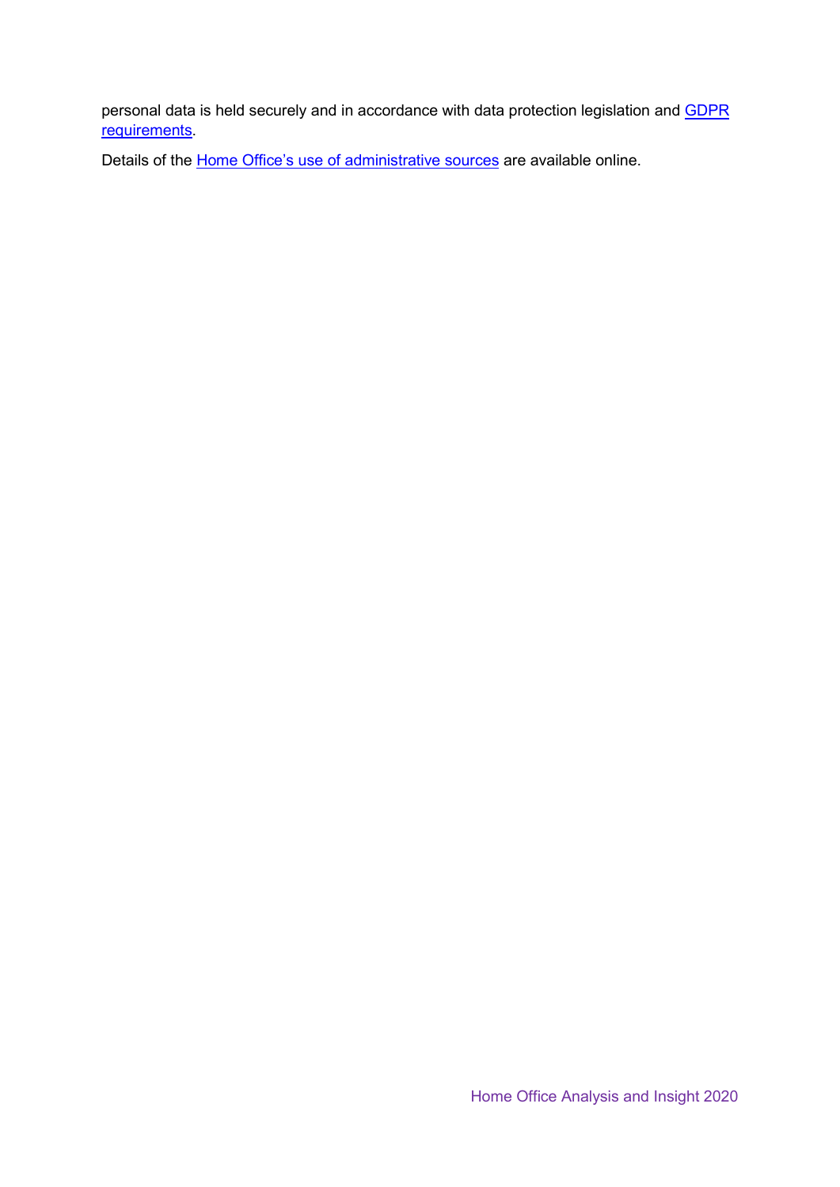personal data is held securely and in accordance with data protection legislation and GDPR requirements.

Details of the Home Office's use of administrative sources are available online.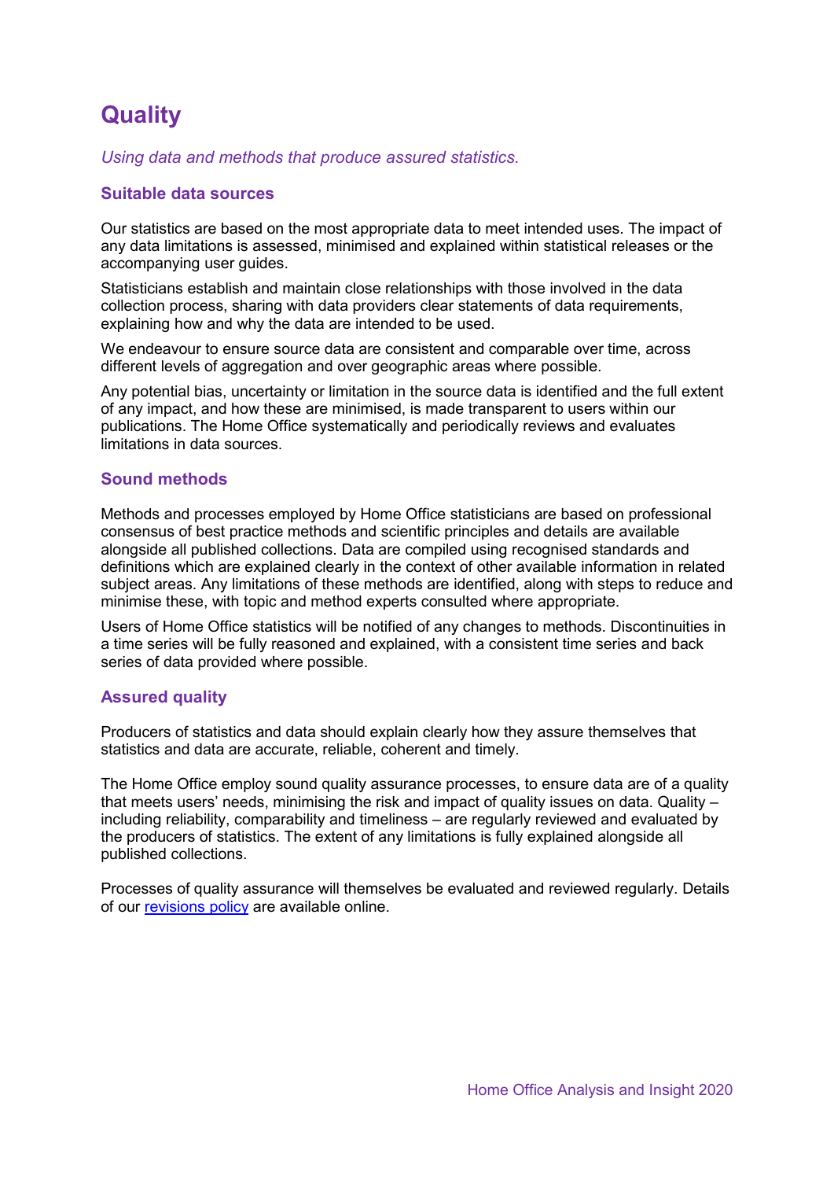# Quality

*Using data and methods that produce assured statistics.*

### Suitable data sources

Our statistics are based on the most appropriate data to meet intended uses. The impact of any data limitations is assessed, minimised and explained within statistical releases or the accompanying user guides.

Statisticians establish and maintain close relationships with those involved in the data collection process, sharing with data providers clear statements of data requirements, explaining how and why the data are intended to be used.

We endeavour to ensure source data are consistent and comparable over time, across different levels of aggregation and over geographic areas where possible.

Any potential bias, uncertainty or limitation in the source data is identified and the full extent of any impact, and how these are minimised, is made transparent to users within our publications. The Home Office systematically and periodically reviews and evaluates limitations in data sources.

### Sound methods

Methods and processes employed by Home Office statisticians are based on professional consensus of best practice methods and scientific principles and details are available alongside all published collections. Data are compiled using recognised standards and definitions which are explained clearly in the context of other available information in related subject areas. Any limitations of these methods are identified, along with steps to reduce and minimise these, with topic and method experts consulted where appropriate.

Users of Home Office statistics will be notified of any changes to methods. Discontinuities in a time series will be fully reasoned and explained, with a consistent time series and back series of data provided where possible.

### Assured quality

Producers of statistics and data should explain clearly how they assure themselves that statistics and data are accurate, reliable, coherent and timely.

The Home Office employ sound quality assurance processes, to ensure data are of a quality that meets users' needs, minimising the risk and impact of quality issues on data. Quality – including reliability, comparability and timeliness – are regularly reviewed and evaluated by the producers of statistics. The extent of any limitations is fully explained alongside all published collections.

Processes of quality assurance will themselves be evaluated and reviewed regularly. Details of our [revisions policy] are available online.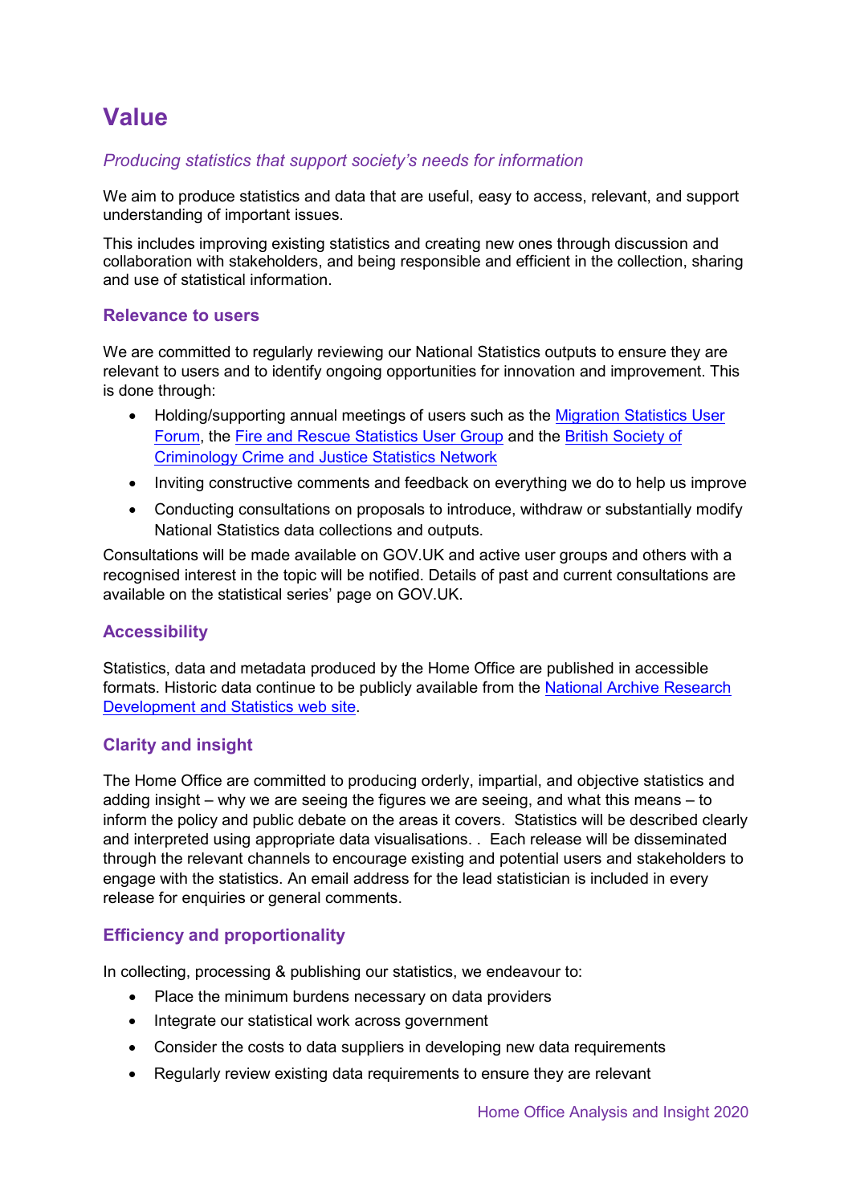# Value

*Producing statistics that support society's needs for information*

We aim to produce statistics and data that are useful, easy to access, relevant, and support understanding of important issues.

This includes improving existing statistics and creating new ones through discussion and collaboration with stakeholders, and being responsible and efficient in the collection, sharing and use of statistical information.

## Relevance to users

We are committed to regularly reviewing our National Statistics outputs to ensure they are relevant to users and to identify ongoing opportunities for innovation and improvement. This is done through:

- Holding/supporting annual meetings of users such as the Migration Statistics User Forum, the Fire and Rescue Statistics User Group and the British Society of Criminology Crime and Justice Statistics Network
- Inviting constructive comments and feedback on everything we do to help us improve
- Conducting consultations on proposals to introduce, withdraw or substantially modify National Statistics data collections and outputs.

Consultations will be made available on GOV.UK and active user groups and others with a recognised interest in the topic will be notified. Details of past and current consultations are available on the statistical series' page on GOV.UK.

## Accessibility

Statistics, data and metadata produced by the Home Office are published in accessible formats. Historic data continue to be publicly available from the National Archive Research Development and Statistics web site.

## Clarity and insight

The Home Office are committed to producing orderly, impartial, and objective statistics and adding insight – why we are seeing the figures we are seeing, and what this means – to inform the policy and public debate on the areas it covers. Statistics will be described clearly and interpreted using appropriate data visualisations. . Each release will be disseminated through the relevant channels to encourage existing and potential users and stakeholders to engage with the statistics. An email address for the lead statistician is included in every release for enquiries or general comments.

## Efficiency and proportionality

In collecting, processing & publishing our statistics, we endeavour to:

- Place the minimum burdens necessary on data providers
- Integrate our statistical work across government
- Consider the costs to data suppliers in developing new data requirements
- Regularly review existing data requirements to ensure they are relevant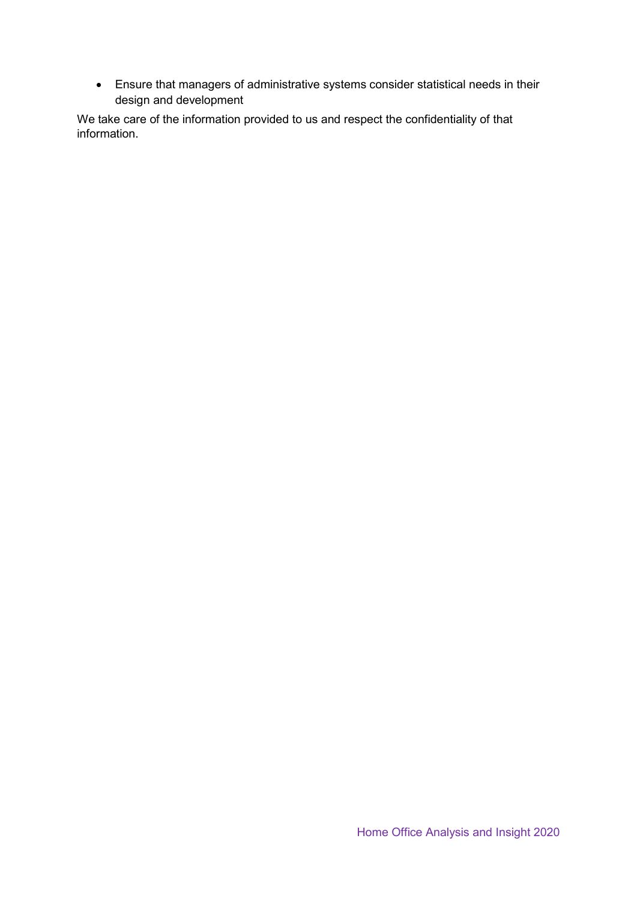- Ensure that managers of administrative systems consider statistical needs in their design and development

We take care of the information provided to us and respect the confidentiality of that information.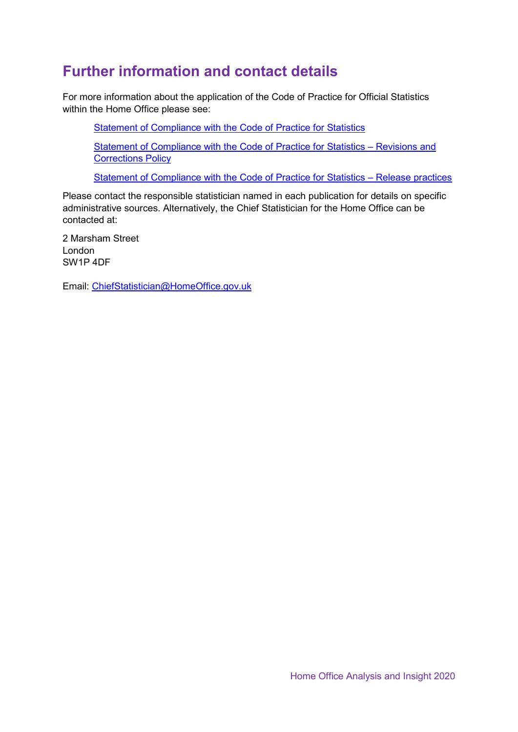# Further information and contact details

For more information about the application of the Code of Practice for Official Statistics within the Home Office please see:

> Statement of Compliance with the Code of Practice for Statistics
>
> Statement of Compliance with the Code of Practice for Statistics – Revisions and Corrections Policy
>
> Statement of Compliance with the Code of Practice for Statistics – Release practices

Please contact the responsible statistician named in each publication for details on specific administrative sources. Alternatively, the Chief Statistician for the Home Office can be contacted at:

2 Marsham Street
London
SW1P 4DF

Email: ChiefStatistician@HomeOffice.gov.uk